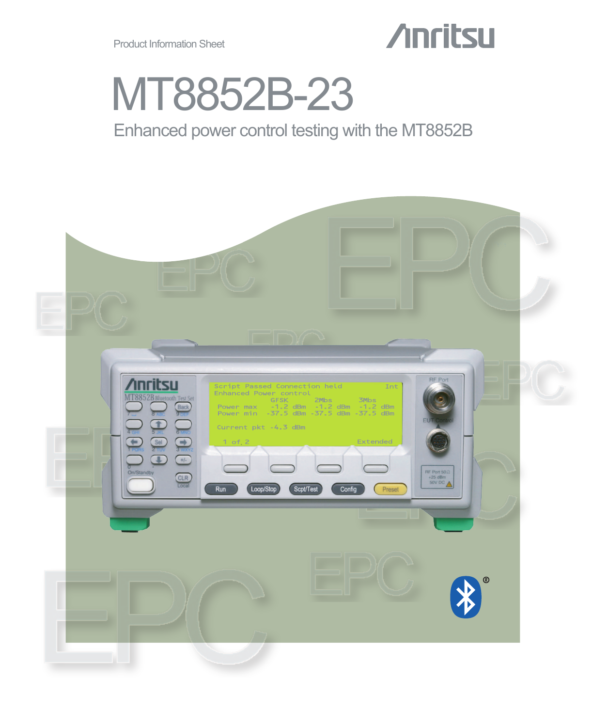Product Information Sheet

# MT8852B-23

## Enhanced power control testing with the MT8852B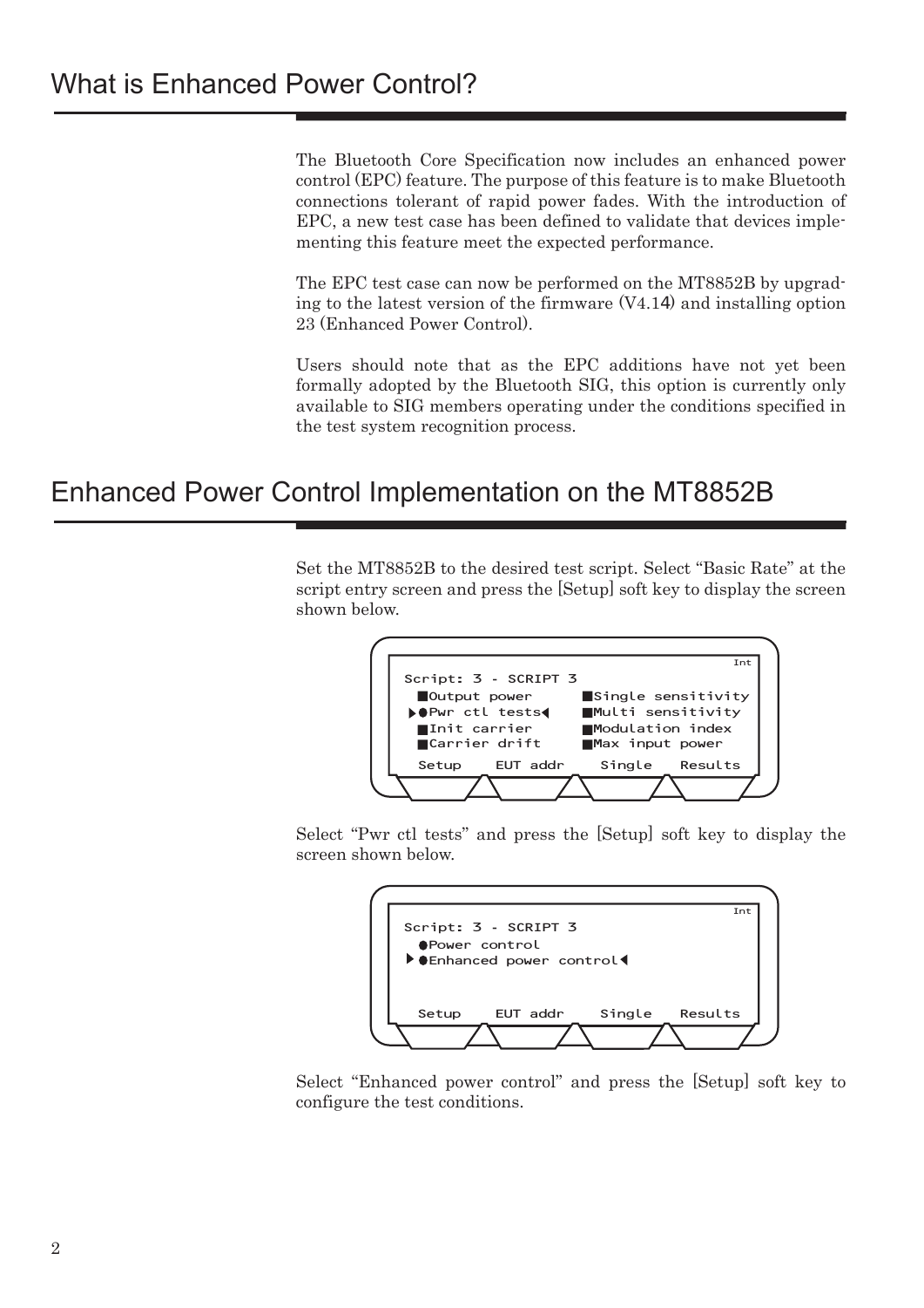# What is Enhanced Power Control?

The Bluetooth Core Specification now includes an enhanced power control (EPC) feature. The purpose of this feature is to make Bluetooth connections tolerant of rapid power fades. With the introduction of EPC, a new test case has been defined to validate that devices implementing this feature meet the expected performance.

The EPC test case can now be performed on the MT8852B by upgrading to the latest version of the firmware (V4.14) and installing option 23 (Enhanced Power Control).

Users should note that as the EPC additions have not yet been formally adopted by the Bluetooth SIG, this option is currently only available to SIG members operating under the conditions specified in the test system recognition process.

# Enhanced Power Control Implementation on the MT8852B

Set the MT8852B to the desired test script. Select “Basic Rate” at the script entry screen and press the [Setup] soft key to display the screen shown below.

```
                                              Int
Script: 3 - SCRIPT 3
 ■Output power       ■Single sensitivity
▶●Pwr ctl tests◀     ■Multi sensitivity
 ■Init carrier       ■Modulation index
 ■Carrier drift      ■Max input power
 Setup    EUT addr    Single   Results
```

Select “Pwr ctl tests” and press the [Setup] soft key to display the screen shown below.

```
                                              Int
Script: 3 - SCRIPT 3
 ●Power control
▶●Enhanced power control◀

 Setup    EUT addr    Single   Results
```

Select “Enhanced power control” and press the [Setup] soft key to configure the test conditions.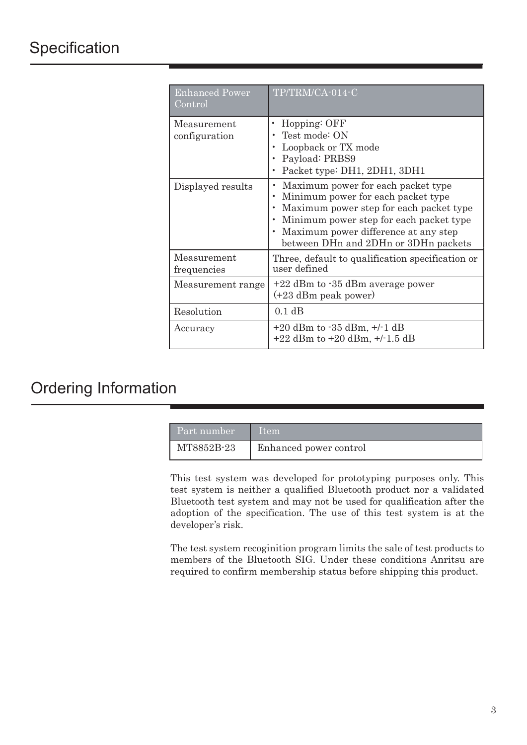## Specification

| Enhanced Power Control | TP/TRM/CA-014-C |
|---|---|
| Measurement configuration | • Hopping: OFF<br>• Test mode: ON<br>• Loopback or TX mode<br>• Payload: PRBS9<br>• Packet type: DH1, 2DH1, 3DH1 |
| Displayed results | • Maximum power for each packet type<br>• Minimum power for each packet type<br>• Maximum power step for each packet type<br>• Minimum power step for each packet type<br>• Maximum power difference at any step between DHn and 2DHn or 3DHn packets |
| Measurement frequencies | Three, default to qualification specification or user defined |
| Measurement range | +22 dBm to -35 dBm average power<br>(+23 dBm peak power) |
| Resolution | 0.1 dB |
| Accuracy | +20 dBm to -35 dBm, +/-1 dB<br>+22 dBm to +20 dBm, +/-1.5 dB |

## Ordering Information

| Part number | Item |
|---|---|
| MT8852B-23 | Enhanced power control |

This test system was developed for prototyping purposes only. This test system is neither a qualified Bluetooth product nor a validated Bluetooth test system and may not be used for qualification after the adoption of the specification. The use of this test system is at the developer's risk.

The test system recoginition program limits the sale of test products to members of the Bluetooth SIG. Under these conditions Anritsu are required to confirm membership status before shipping this product.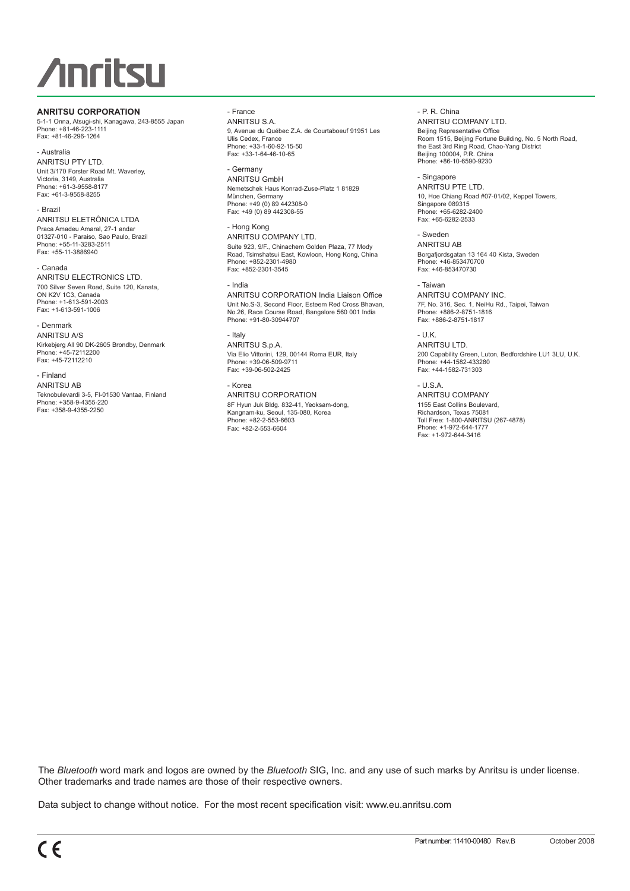# Anritsu

**ANRITSU CORPORATION**
5-1-1 Onna, Atsugi-shi, Kanagawa, 243-8555 Japan
Phone: +81-46-223-1111
Fax: +81-46-296-1264

- Australia
ANRITSU PTY LTD.
Unit 3/170 Forster Road Mt. Waverley,
Victoria, 3149, Australia
Phone: +61-3-9558-8177
Fax: +61-3-9558-8255

- Brazil
ANRITSU ELETRÔNICA LTDA
Praca Amadeu Amaral, 27-1 andar
01327-010 - Paraiso, Sao Paulo, Brazil
Phone: +55-11-3283-2511
Fax: +55-11-3886940

- Canada
ANRITSU ELECTRONICS LTD.
700 Silver Seven Road, Suite 120, Kanata,
ON K2V 1C3, Canada
Phone: +1-613-591-2003
Fax: +1-613-591-1006

- Denmark
ANRITSU A/S
Kirkebjerg All 90 DK-2605 Brondby, Denmark
Phone: +45-72112200
Fax: +45-72112210

- Finland
ANRITSU AB
Teknobulevardi 3-5, FI-01530 Vantaa, Finland
Phone: +358-9-4355-220
Fax: +358-9-4355-2250

- France
ANRITSU S.A.
9, Avenue du Québec Z.A. de Courtaboeuf 91951 Les Ulis Cedex, France
Phone: +33-1-60-92-15-50
Fax: +33-1-64-46-10-65

- Germany
ANRITSU GmbH
Nemetschek Haus Konrad-Zuse-Platz 1 81829 München, Germany
Phone: +49 (0) 89 442308-0
Fax: +49 (0) 89 442308-55

- Hong Kong
ANRITSU COMPANY LTD.
Suite 923, 9/F., Chinachem Golden Plaza, 77 Mody Road, Tsimshatsui East, Kowloon, Hong Kong, China
Phone: +852-2301-4980
Fax: +852-2301-3545

- India
ANRITSU CORPORATION India Liaison Office
Unit No.S-3, Second Floor, Esteem Red Cross Bhavan, No.26, Race Course Road, Bangalore 560 001 India
Phone: +91-80-30944707

- Italy
ANRITSU S.p.A.
Via Elio Vittorini, 129, 00144 Roma EUR, Italy
Phone: +39-06-509-9711
Fax: +39-06-502-2425

- Korea
ANRITSU CORPORATION
8F Hyun Juk Bldg. 832-41, Yeoksam-dong, Kangnam-ku, Seoul, 135-080, Korea
Phone: +82-2-553-6603
Fax: +82-2-553-6604

- P. R. China
ANRITSU COMPANY LTD.
Beijing Representative Office
Room 1515, Beijing Fortune Building, No. 5 North Road, the East 3rd Ring Road, Chao-Yang District
Beijing 100004, P.R. China
Phone: +86-10-6590-9230

- Singapore
ANRITSU PTE LTD.
10, Hoe Chiang Road #07-01/02, Keppel Towers, Singapore 089315
Phone: +65-6282-2400
Fax: +65-6282-2533

- Sweden
ANRITSU AB
Borgafjordsgatan 13 164 40 Kista, Sweden
Phone: +46-853470700
Fax: +46-853470730

- Taiwan
ANRITSU COMPANY INC.
7F, No. 316, Sec. 1, NeiHu Rd., Taipei, Taiwan
Phone: +886-2-8751-1816
Fax: +886-2-8751-1817

- U.K.
ANRITSU LTD.
200 Capability Green, Luton, Bedfordshire LU1 3LU, U.K.
Phone: +44-1582-433280
Fax: +44-1582-731303

- U.S.A.
ANRITSU COMPANY
1155 East Collins Boulevard,
Richardson, Texas 75081
Toll Free: 1-800-ANRITSU (267-4878)
Phone: +1-972-644-1777
Fax: +1-972-644-3416

The *Bluetooth* word mark and logos are owned by the *Bluetooth* SIG, Inc. and any use of such marks by Anritsu is under license. Other trademarks and trade names are those of their respective owners.

Data subject to change without notice. For the most recent specification visit: www.eu.anritsu.com

CE

Part number: 11410-00480 Rev.B    October 2008